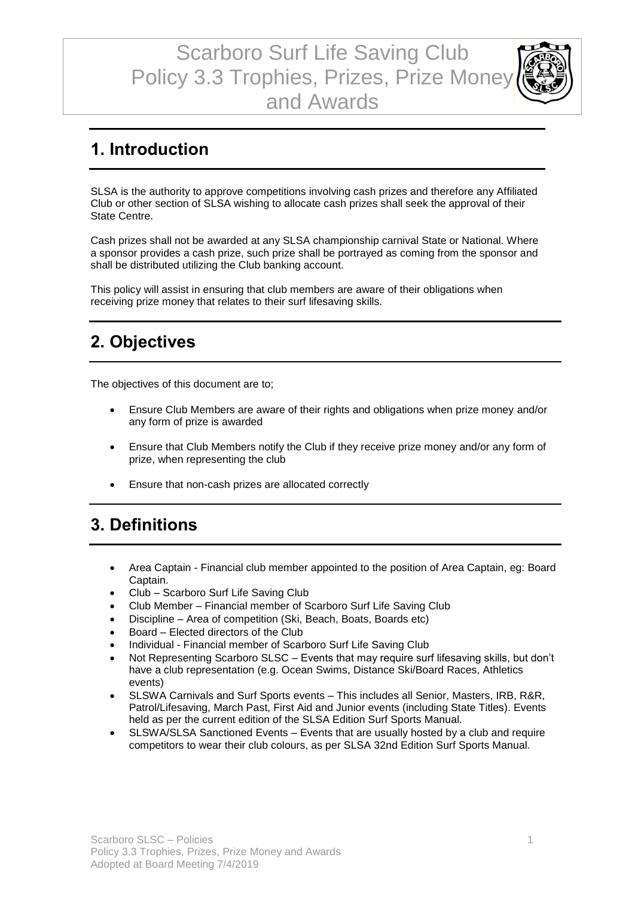# Scarboro Surf Life Saving Club Policy 3.3 Trophies, Prizes, Prize Money and Awards

## 1. Introduction

SLSA is the authority to approve competitions involving cash prizes and therefore any Affiliated Club or other section of SLSA wishing to allocate cash prizes shall seek the approval of their State Centre.

Cash prizes shall not be awarded at any SLSA championship carnival State or National. Where a sponsor provides a cash prize, such prize shall be portrayed as coming from the sponsor and shall be distributed utilizing the Club banking account.

This policy will assist in ensuring that club members are aware of their obligations when receiving prize money that relates to their surf lifesaving skills.

## 2. Objectives

The objectives of this document are to;

- Ensure Club Members are aware of their rights and obligations when prize money and/or any form of prize is awarded
- Ensure that Club Members notify the Club if they receive prize money and/or any form of prize, when representing the club
- Ensure that non-cash prizes are allocated correctly

## 3. Definitions

- Area Captain - Financial club member appointed to the position of Area Captain, eg: Board Captain.
- Club – Scarboro Surf Life Saving Club
- Club Member – Financial member of Scarboro Surf Life Saving Club
- Discipline – Area of competition (Ski, Beach, Boats, Boards etc)
- Board – Elected directors of the Club
- Individual - Financial member of Scarboro Surf Life Saving Club
- Not Representing Scarboro SLSC – Events that may require surf lifesaving skills, but don't have a club representation (e.g. Ocean Swims, Distance Ski/Board Races, Athletics events)
- SLSWA Carnivals and Surf Sports events – This includes all Senior, Masters, IRB, R&R, Patrol/Lifesaving, March Past, First Aid and Junior events (including State Titles). Events held as per the current edition of the SLSA Edition Surf Sports Manual.
- SLSWA/SLSA Sanctioned Events – Events that are usually hosted by a club and require competitors to wear their club colours, as per SLSA 32nd Edition Surf Sports Manual.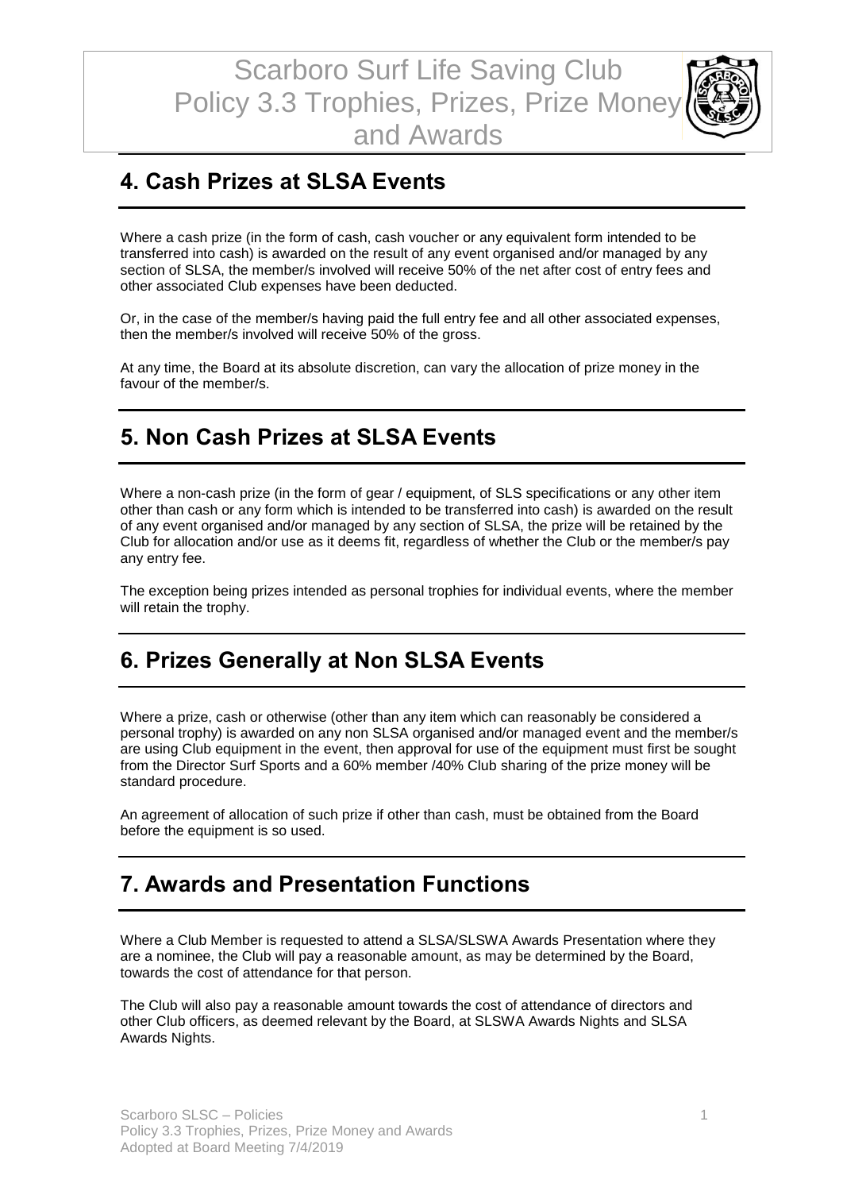## 4. Cash Prizes at SLSA Events

Where a cash prize (in the form of cash, cash voucher or any equivalent form intended to be transferred into cash) is awarded on the result of any event organised and/or managed by any section of SLSA, the member/s involved will receive 50% of the net after cost of entry fees and other associated Club expenses have been deducted.

Or, in the case of the member/s having paid the full entry fee and all other associated expenses, then the member/s involved will receive 50% of the gross.

At any time, the Board at its absolute discretion, can vary the allocation of prize money in the favour of the member/s.

## 5. Non Cash Prizes at SLSA Events

Where a non-cash prize (in the form of gear / equipment, of SLS specifications or any other item other than cash or any form which is intended to be transferred into cash) is awarded on the result of any event organised and/or managed by any section of SLSA, the prize will be retained by the Club for allocation and/or use as it deems fit, regardless of whether the Club or the member/s pay any entry fee.

The exception being prizes intended as personal trophies for individual events, where the member will retain the trophy.

## 6. Prizes Generally at Non SLSA Events

Where a prize, cash or otherwise (other than any item which can reasonably be considered a personal trophy) is awarded on any non SLSA organised and/or managed event and the member/s are using Club equipment in the event, then approval for use of the equipment must first be sought from the Director Surf Sports and a 60% member /40% Club sharing of the prize money will be standard procedure.

An agreement of allocation of such prize if other than cash, must be obtained from the Board before the equipment is so used.

## 7. Awards and Presentation Functions

Where a Club Member is requested to attend a SLSA/SLSWA Awards Presentation where they are a nominee, the Club will pay a reasonable amount, as may be determined by the Board, towards the cost of attendance for that person.

The Club will also pay a reasonable amount towards the cost of attendance of directors and other Club officers, as deemed relevant by the Board, at SLSWA Awards Nights and SLSA Awards Nights.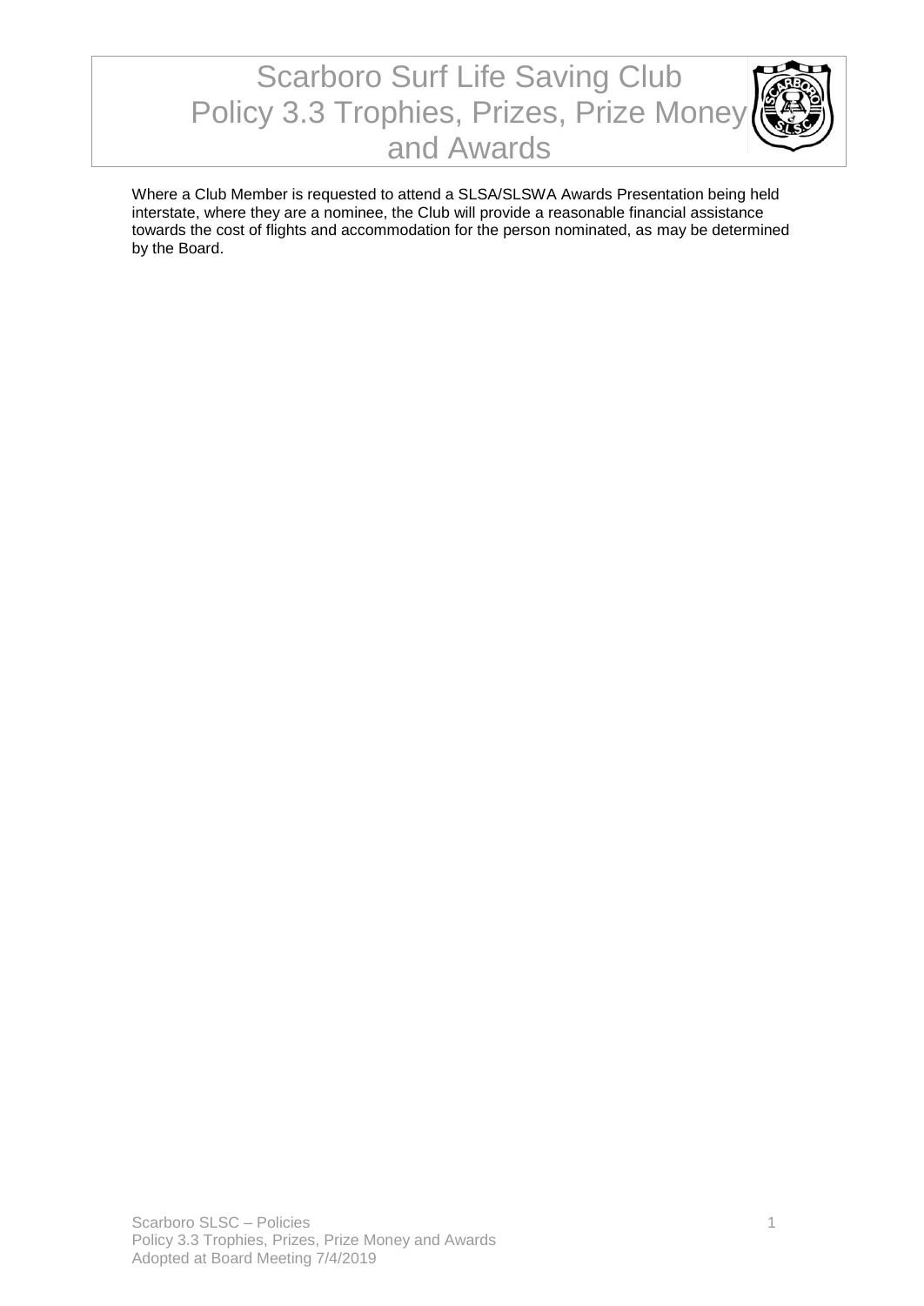Where a Club Member is requested to attend a SLSA/SLSWA Awards Presentation being held interstate, where they are a nominee, the Club will provide a reasonable financial assistance towards the cost of flights and accommodation for the person nominated, as may be determined by the Board.